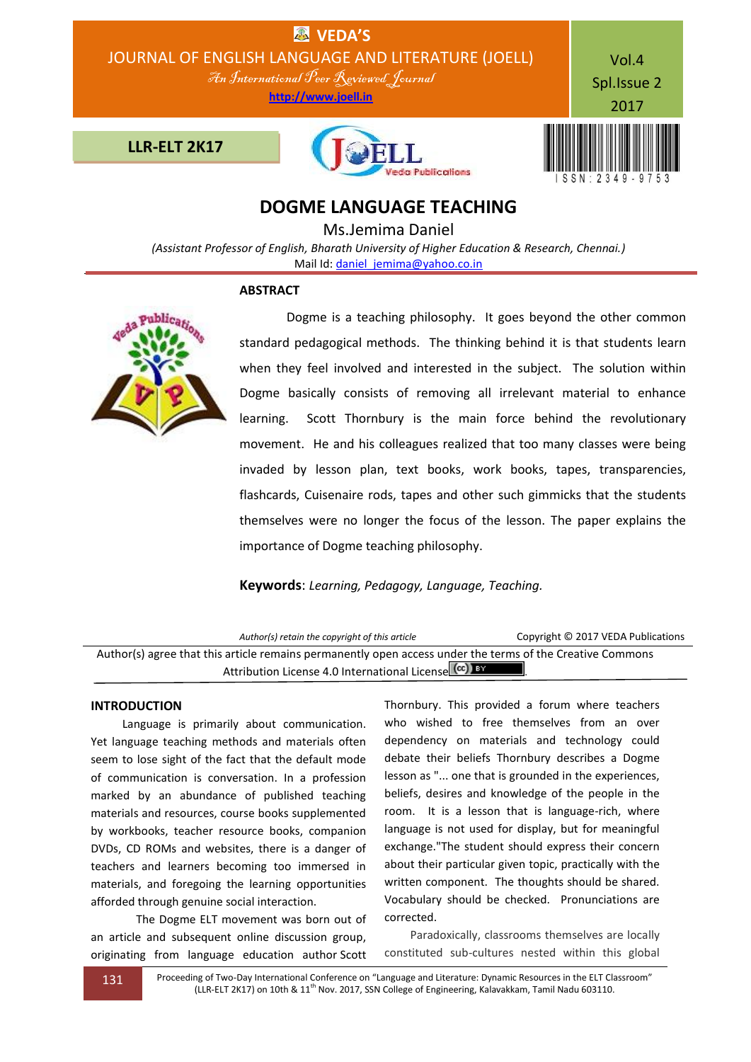# DOGME LANGUAGE TEACHING

Ms.Jemima Daniel

*(Assistant Professor of English, Bharath University of Higher Education & Research, Chennai.)*

Mail Id: daniel_jemima@yahoo.co.in

## ABSTRACT

Dogme is a teaching philosophy. It goes beyond the other common standard pedagogical methods. The thinking behind it is that students learn when they feel involved and interested in the subject. The solution within Dogme basically consists of removing all irrelevant material to enhance learning. Scott Thornbury is the main force behind the revolutionary movement. He and his colleagues realized that too many classes were being invaded by lesson plan, text books, work books, tapes, transparencies, flashcards, Cuisenaire rods, tapes and other such gimmicks that the students themselves were no longer the focus of the lesson. The paper explains the importance of Dogme teaching philosophy.

**Keywords**: *Learning, Pedagogy, Language, Teaching.*

*Author(s) retain the copyright of this article* Copyright © 2017 VEDA Publications

Author(s) agree that this article remains permanently open access under the terms of the Creative Commons Attribution License 4.0 International License.

## INTRODUCTION

Language is primarily about communication. Yet language teaching methods and materials often seem to lose sight of the fact that the default mode of communication is conversation. In a profession marked by an abundance of published teaching materials and resources, course books supplemented by workbooks, teacher resource books, companion DVDs, CD ROMs and websites, there is a danger of teachers and learners becoming too immersed in materials, and foregoing the learning opportunities afforded through genuine social interaction.

The Dogme ELT movement was born out of an article and subsequent online discussion group, originating from language education author Scott Thornbury. This provided a forum where teachers who wished to free themselves from an over dependency on materials and technology could debate their beliefs Thornbury describes a Dogme lesson as "... one that is grounded in the experiences, beliefs, desires and knowledge of the people in the room. It is a lesson that is language-rich, where language is not used for display, but for meaningful exchange."The student should express their concern about their particular given topic, practically with the written component. The thoughts should be shared. Vocabulary should be checked. Pronunciations are corrected.

Paradoxically, classrooms themselves are locally constituted sub-cultures nested within this global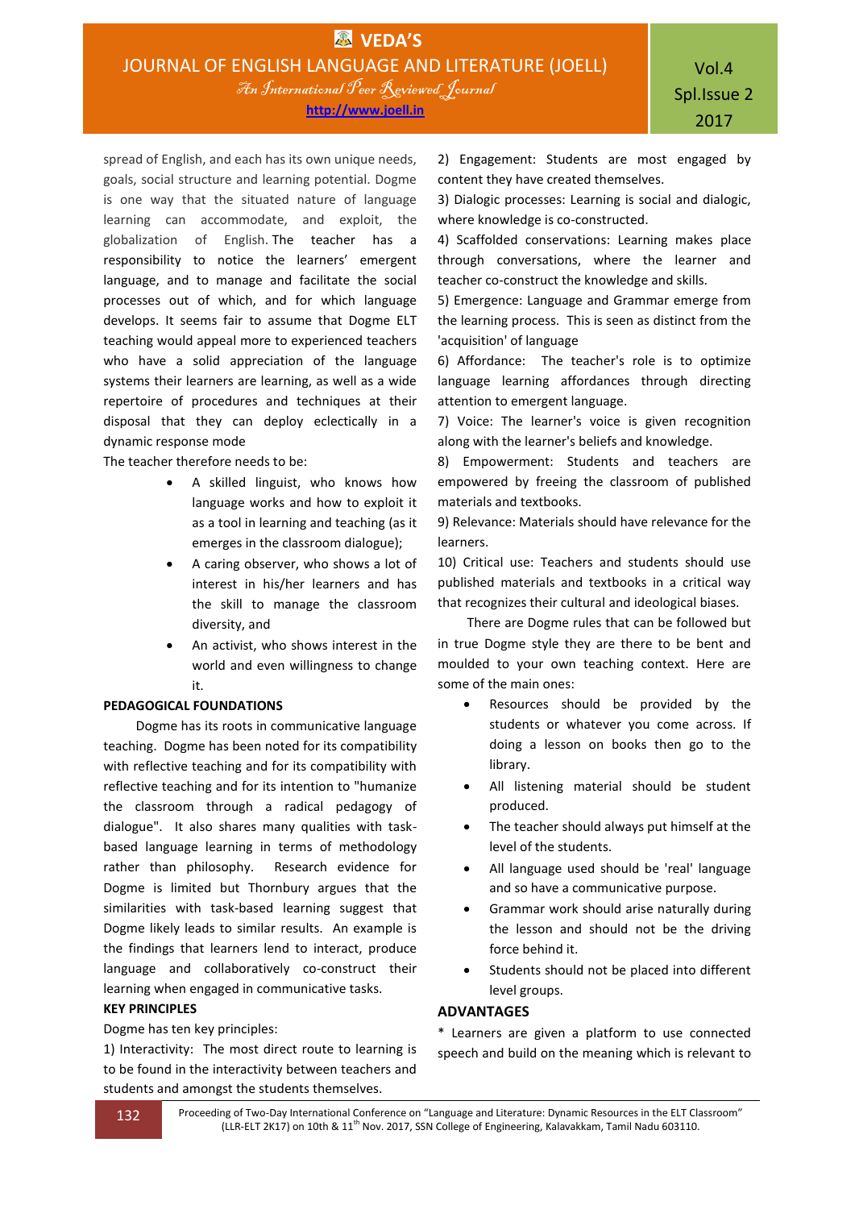spread of English, and each has its own unique needs, goals, social structure and learning potential. Dogme is one way that the situated nature of language learning can accommodate, and exploit, the globalization of English. The teacher has a responsibility to notice the learners' emergent language, and to manage and facilitate the social processes out of which, and for which language develops. It seems fair to assume that Dogme ELT teaching would appeal more to experienced teachers who have a solid appreciation of the language systems their learners are learning, as well as a wide repertoire of procedures and techniques at their disposal that they can deploy eclectically in a dynamic response mode

The teacher therefore needs to be:

- A skilled linguist, who knows how language works and how to exploit it as a tool in learning and teaching (as it emerges in the classroom dialogue);
- A caring observer, who shows a lot of interest in his/her learners and has the skill to manage the classroom diversity, and
- An activist, who shows interest in the world and even willingness to change it.

**PEDAGOGICAL FOUNDATIONS**

Dogme has its roots in communicative language teaching. Dogme has been noted for its compatibility with reflective teaching and for its compatibility with reflective teaching and for its intention to "humanize the classroom through a radical pedagogy of dialogue". It also shares many qualities with task-based language learning in terms of methodology rather than philosophy. Research evidence for Dogme is limited but Thornbury argues that the similarities with task-based learning suggest that Dogme likely leads to similar results. An example is the findings that learners lend to interact, produce language and collaboratively co-construct their learning when engaged in communicative tasks.

**KEY PRINCIPLES**

Dogme has ten key principles:

1) Interactivity: The most direct route to learning is to be found in the interactivity between teachers and students and amongst the students themselves.

2) Engagement: Students are most engaged by content they have created themselves.

3) Dialogic processes: Learning is social and dialogic, where knowledge is co-constructed.

4) Scaffolded conservations: Learning makes place through conversations, where the learner and teacher co-construct the knowledge and skills.

5) Emergence: Language and Grammar emerge from the learning process. This is seen as distinct from the 'acquisition' of language

6) Affordance: The teacher's role is to optimize language learning affordances through directing attention to emergent language.

7) Voice: The learner's voice is given recognition along with the learner's beliefs and knowledge.

8) Empowerment: Students and teachers are empowered by freeing the classroom of published materials and textbooks.

9) Relevance: Materials should have relevance for the learners.

10) Critical use: Teachers and students should use published materials and textbooks in a critical way that recognizes their cultural and ideological biases.

There are Dogme rules that can be followed but in true Dogme style they are there to be bent and moulded to your own teaching context. Here are some of the main ones:

- Resources should be provided by the students or whatever you come across. If doing a lesson on books then go to the library.
- All listening material should be student produced.
- The teacher should always put himself at the level of the students.
- All language used should be 'real' language and so have a communicative purpose.
- Grammar work should arise naturally during the lesson and should not be the driving force behind it.
- Students should not be placed into different level groups.

**ADVANTAGES**

* Learners are given a platform to use connected speech and build on the meaning which is relevant to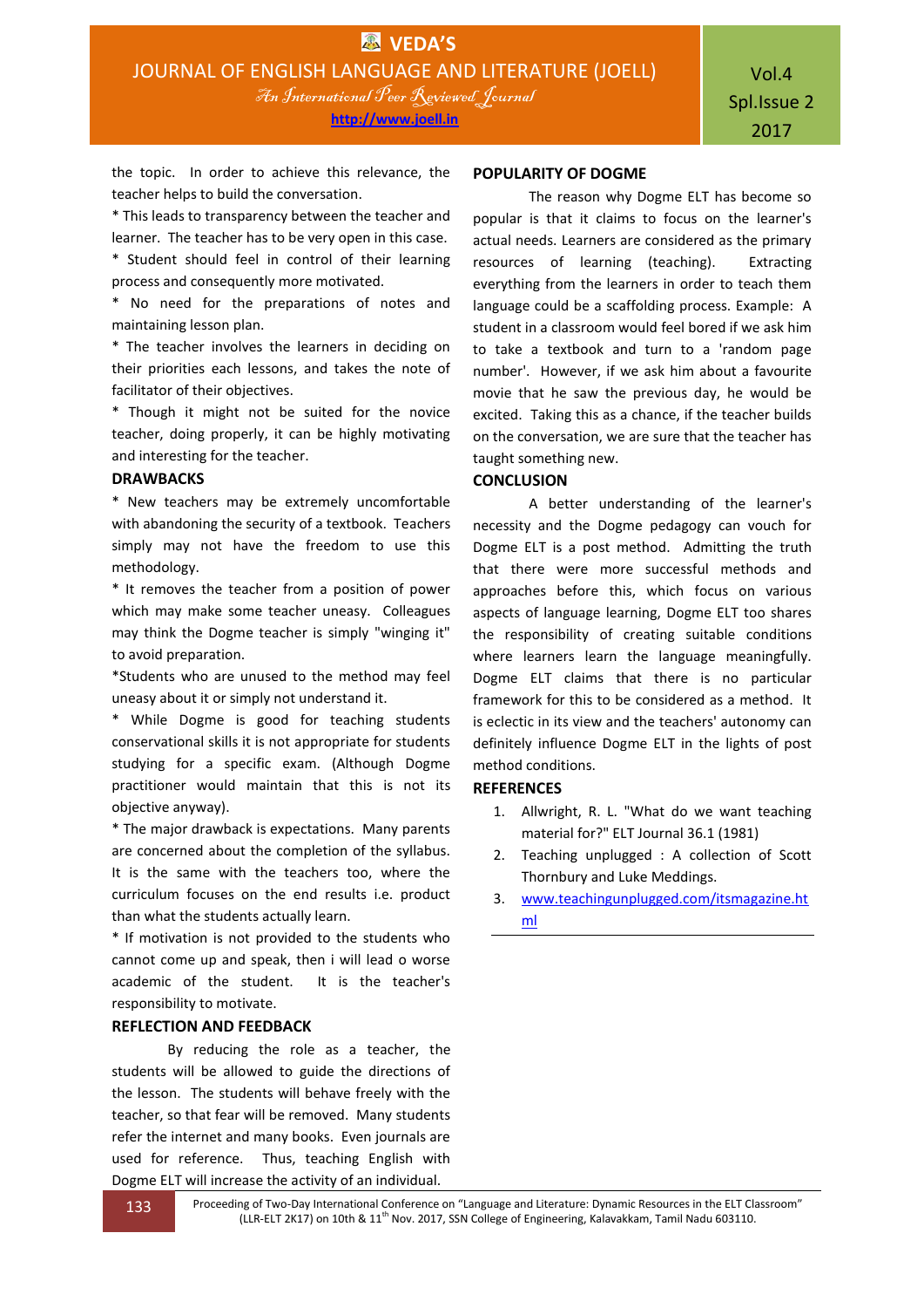the topic. In order to achieve this relevance, the teacher helps to build the conversation.

* This leads to transparency between the teacher and learner. The teacher has to be very open in this case.

* Student should feel in control of their learning process and consequently more motivated.

* No need for the preparations of notes and maintaining lesson plan.

* The teacher involves the learners in deciding on their priorities each lessons, and takes the note of facilitator of their objectives.

* Though it might not be suited for the novice teacher, doing properly, it can be highly motivating and interesting for the teacher.

## DRAWBACKS

* New teachers may be extremely uncomfortable with abandoning the security of a textbook. Teachers simply may not have the freedom to use this methodology.

* It removes the teacher from a position of power which may make some teacher uneasy. Colleagues may think the Dogme teacher is simply "winging it" to avoid preparation.

*Students who are unused to the method may feel uneasy about it or simply not understand it.

* While Dogme is good for teaching students conservational skills it is not appropriate for students studying for a specific exam. (Although Dogme practitioner would maintain that this is not its objective anyway).

* The major drawback is expectations. Many parents are concerned about the completion of the syllabus. It is the same with the teachers too, where the curriculum focuses on the end results i.e. product than what the students actually learn.

* If motivation is not provided to the students who cannot come up and speak, then i will lead o worse academic of the student. It is the teacher's responsibility to motivate.

## REFLECTION AND FEEDBACK

By reducing the role as a teacher, the students will be allowed to guide the directions of the lesson. The students will behave freely with the teacher, so that fear will be removed. Many students refer the internet and many books. Even journals are used for reference. Thus, teaching English with Dogme ELT will increase the activity of an individual.

## POPULARITY OF DOGME

The reason why Dogme ELT has become so popular is that it claims to focus on the learner's actual needs. Learners are considered as the primary resources of learning (teaching). Extracting everything from the learners in order to teach them language could be a scaffolding process. Example: A student in a classroom would feel bored if we ask him to take a textbook and turn to a 'random page number'. However, if we ask him about a favourite movie that he saw the previous day, he would be excited. Taking this as a chance, if the teacher builds on the conversation, we are sure that the teacher has taught something new.

## CONCLUSION

A better understanding of the learner's necessity and the Dogme pedagogy can vouch for Dogme ELT is a post method. Admitting the truth that there were more successful methods and approaches before this, which focus on various aspects of language learning, Dogme ELT too shares the responsibility of creating suitable conditions where learners learn the language meaningfully. Dogme ELT claims that there is no particular framework for this to be considered as a method. It is eclectic in its view and the teachers' autonomy can definitely influence Dogme ELT in the lights of post method conditions.

## REFERENCES

1. Allwright, R. L. "What do we want teaching material for?" ELT Journal 36.1 (1981)
2. Teaching unplugged : A collection of Scott Thornbury and Luke Meddings.
3. www.teachingunplugged.com/itsmagazine.html